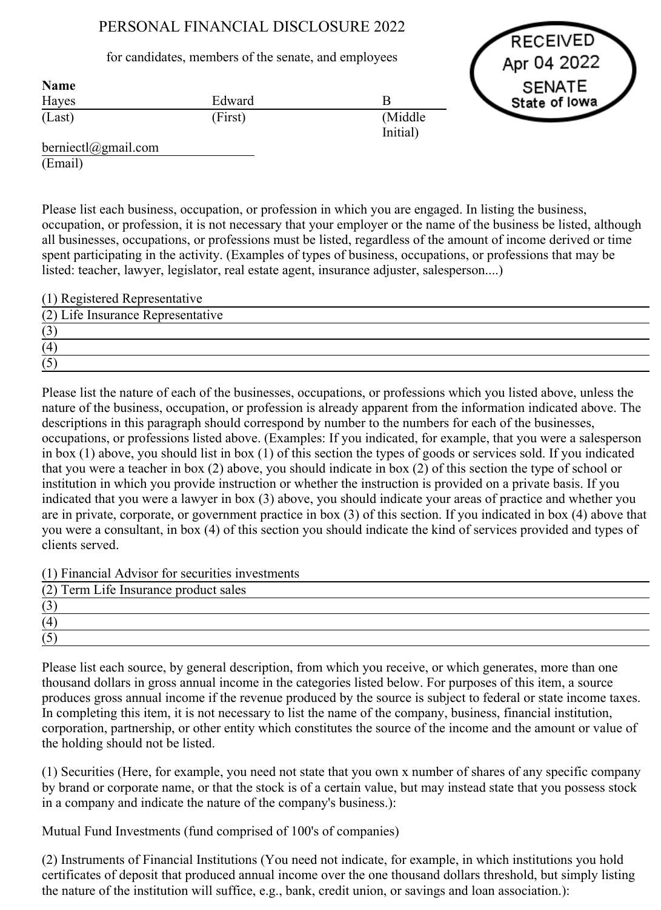# PERSONAL FINANCIAL DISCLOSURE 2022

for candidates, members of the senate, and employees

RECEIVED
Apr 04 2022
SENATE
State of Iowa

**Name**

| Hayes | Edward | B |
|---|---|---|
| (Last) | (First) | (Middle Initial) |

berniectl@gmail.com
(Email)

Please list each business, occupation, or profession in which you are engaged. In listing the business, occupation, or profession, it is not necessary that your employer or the name of the business be listed, although all businesses, occupations, or professions must be listed, regardless of the amount of income derived or time spent participating in the activity. (Examples of types of business, occupations, or professions that may be listed: teacher, lawyer, legislator, real estate agent, insurance adjuster, salesperson....)

(1) Registered Representative
(2) Life Insurance Representative
(3)
(4)
(5)

Please list the nature of each of the businesses, occupations, or professions which you listed above, unless the nature of the business, occupation, or profession is already apparent from the information indicated above. The descriptions in this paragraph should correspond by number to the numbers for each of the businesses, occupations, or professions listed above. (Examples: If you indicated, for example, that you were a salesperson in box (1) above, you should list in box (1) of this section the types of goods or services sold. If you indicated that you were a teacher in box (2) above, you should indicate in box (2) of this section the type of school or institution in which you provide instruction or whether the instruction is provided on a private basis. If you indicated that you were a lawyer in box (3) above, you should indicate your areas of practice and whether you are in private, corporate, or government practice in box (3) of this section. If you indicated in box (4) above that you were a consultant, in box (4) of this section you should indicate the kind of services provided and types of clients served.

(1) Financial Advisor for securities investments
(2) Term Life Insurance product sales
(3)
(4)
(5)

Please list each source, by general description, from which you receive, or which generates, more than one thousand dollars in gross annual income in the categories listed below. For purposes of this item, a source produces gross annual income if the revenue produced by the source is subject to federal or state income taxes. In completing this item, it is not necessary to list the name of the company, business, financial institution, corporation, partnership, or other entity which constitutes the source of the income and the amount or value of the holding should not be listed.

(1) Securities (Here, for example, you need not state that you own x number of shares of any specific company by brand or corporate name, or that the stock is of a certain value, but may instead state that you possess stock in a company and indicate the nature of the company's business.):

Mutual Fund Investments (fund comprised of 100's of companies)

(2) Instruments of Financial Institutions (You need not indicate, for example, in which institutions you hold certificates of deposit that produced annual income over the one thousand dollars threshold, but simply listing the nature of the institution will suffice, e.g., bank, credit union, or savings and loan association.):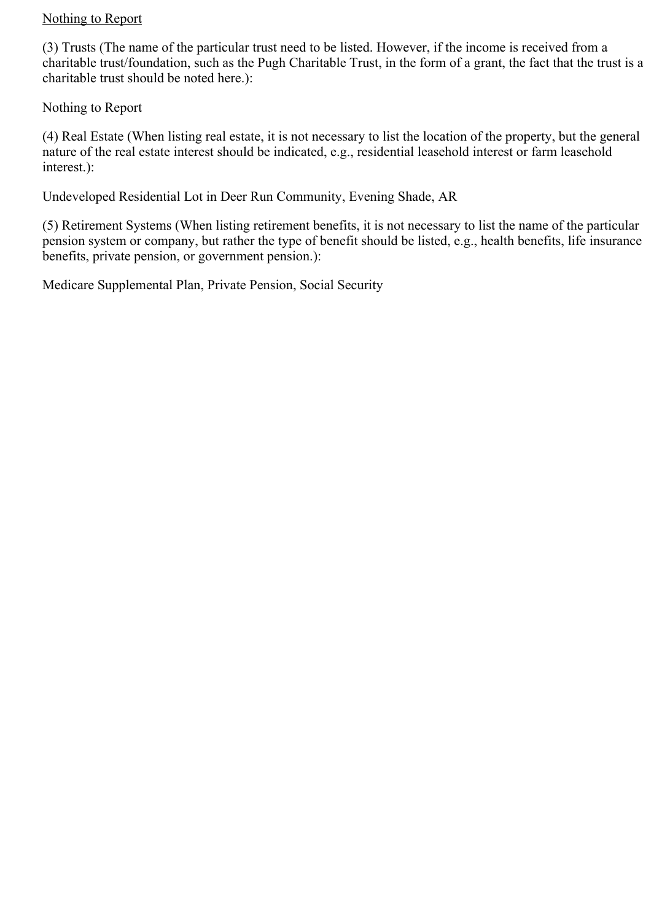Nothing to Report

(3) Trusts (The name of the particular trust need to be listed. However, if the income is received from a charitable trust/foundation, such as the Pugh Charitable Trust, in the form of a grant, the fact that the trust is a charitable trust should be noted here.):

Nothing to Report

(4) Real Estate (When listing real estate, it is not necessary to list the location of the property, but the general nature of the real estate interest should be indicated, e.g., residential leasehold interest or farm leasehold interest.):

Undeveloped Residential Lot in Deer Run Community, Evening Shade, AR

(5) Retirement Systems (When listing retirement benefits, it is not necessary to list the name of the particular pension system or company, but rather the type of benefit should be listed, e.g., health benefits, life insurance benefits, private pension, or government pension.):

Medicare Supplemental Plan, Private Pension, Social Security